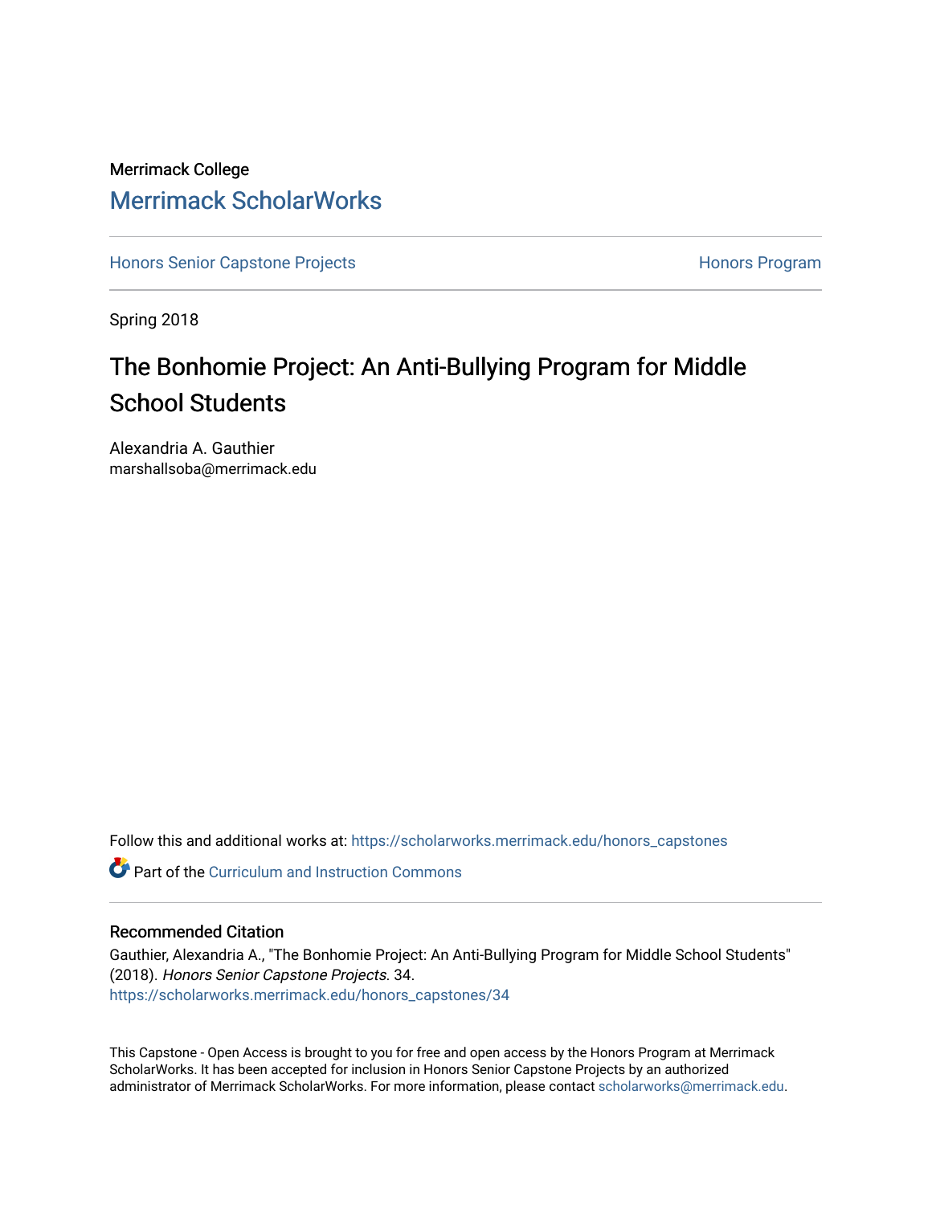Merrimack College

# Merrimack ScholarWorks

Honors Senior Capstone Projects | Honors Program

Spring 2018

## The Bonhomie Project: An Anti-Bullying Program for Middle School Students

Alexandria A. Gauthier
marshallsoba@merrimack.edu

Follow this and additional works at: https://scholarworks.merrimack.edu/honors_capstones

Part of the Curriculum and Instruction Commons

### Recommended Citation

Gauthier, Alexandria A., "The Bonhomie Project: An Anti-Bullying Program for Middle School Students" (2018). *Honors Senior Capstone Projects*. 34.
https://scholarworks.merrimack.edu/honors_capstones/34

This Capstone - Open Access is brought to you for free and open access by the Honors Program at Merrimack ScholarWorks. It has been accepted for inclusion in Honors Senior Capstone Projects by an authorized administrator of Merrimack ScholarWorks. For more information, please contact scholarworks@merrimack.edu.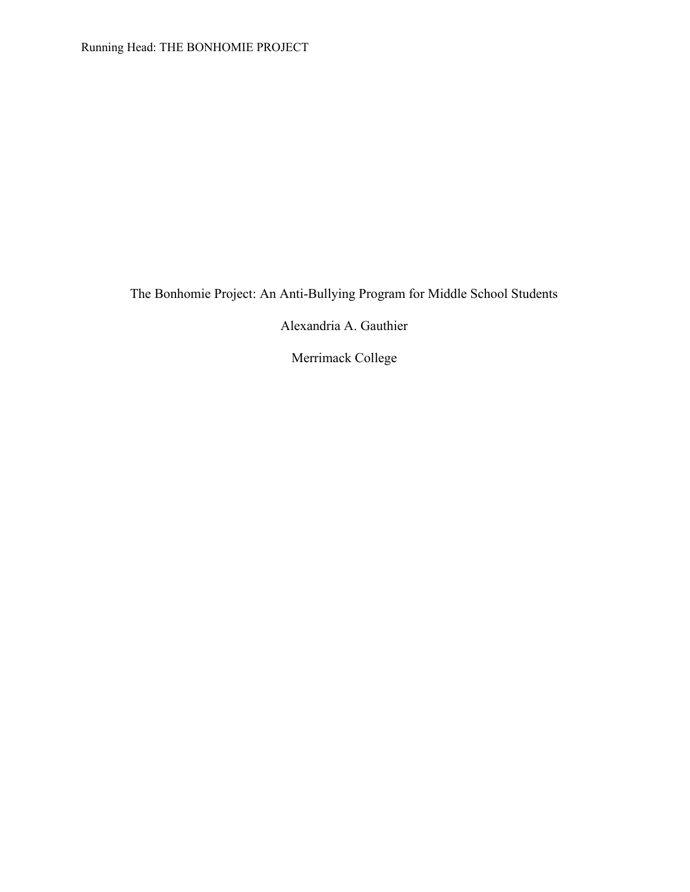# The Bonhomie Project: An Anti-Bullying Program for Middle School Students

Alexandria A. Gauthier

Merrimack College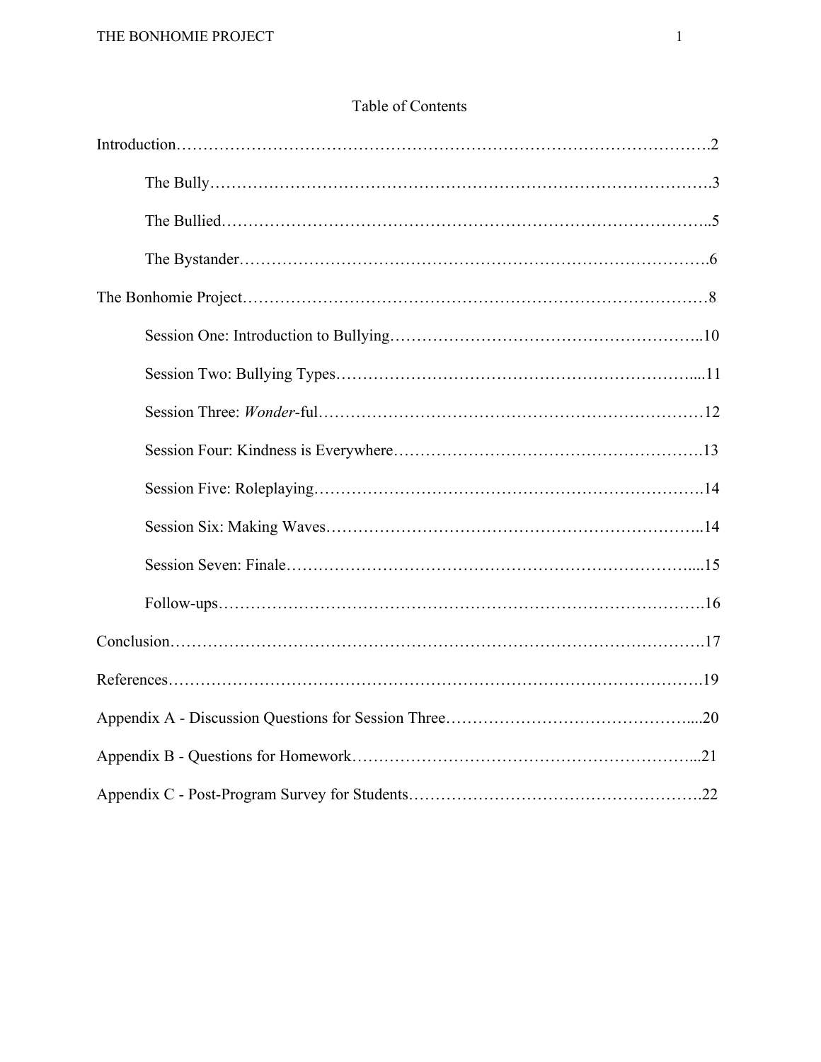# Table of Contents

Introduction……………………………………………………………………………………….2

- The Bully……………………………………………………………………………….3
- The Bullied……………………………………………………………………………..5
- The Bystander………………………………………………………………………….6

The Bonhomie Project…………………………………………………………………………8

- Session One: Introduction to Bullying………………………………………………..10
- Session Two: Bullying Types………………………………………………………....11
- Session Three: *Wonder*-ful……………………………………………………………12
- Session Four: Kindness is Everywhere……………………………………………….13
- Session Five: Roleplaying…………………………………………………………….14
- Session Six: Making Waves…………………………………………………………..14
- Session Seven: Finale………………………………………………………………....15
- Follow-ups…………………………………………………………………………….16

Conclusion……………………………………………………………………………………….17

References……………………………………………………………………………………….19

Appendix A - Discussion Questions for Session Three……………………………………....20

Appendix B - Questions for Homework……………………………………………………...21

Appendix C - Post-Program Survey for Students…………………………………………….22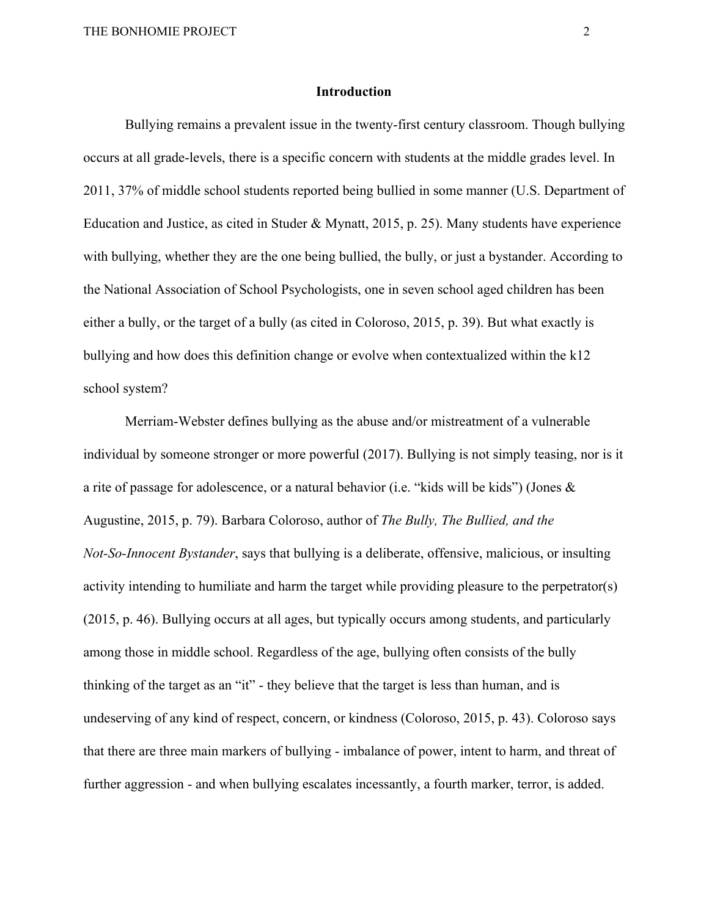## Introduction

Bullying remains a prevalent issue in the twenty-first century classroom. Though bullying occurs at all grade-levels, there is a specific concern with students at the middle grades level. In 2011, 37% of middle school students reported being bullied in some manner (U.S. Department of Education and Justice, as cited in Studer & Mynatt, 2015, p. 25). Many students have experience with bullying, whether they are the one being bullied, the bully, or just a bystander. According to the National Association of School Psychologists, one in seven school aged children has been either a bully, or the target of a bully (as cited in Coloroso, 2015, p. 39). But what exactly is bullying and how does this definition change or evolve when contextualized within the k12 school system?

Merriam-Webster defines bullying as the abuse and/or mistreatment of a vulnerable individual by someone stronger or more powerful (2017). Bullying is not simply teasing, nor is it a rite of passage for adolescence, or a natural behavior (i.e. "kids will be kids") (Jones & Augustine, 2015, p. 79). Barbara Coloroso, author of *The Bully, The Bullied, and the Not-So-Innocent Bystander*, says that bullying is a deliberate, offensive, malicious, or insulting activity intending to humiliate and harm the target while providing pleasure to the perpetrator(s) (2015, p. 46). Bullying occurs at all ages, but typically occurs among students, and particularly among those in middle school. Regardless of the age, bullying often consists of the bully thinking of the target as an "it" - they believe that the target is less than human, and is undeserving of any kind of respect, concern, or kindness (Coloroso, 2015, p. 43). Coloroso says that there are three main markers of bullying - imbalance of power, intent to harm, and threat of further aggression - and when bullying escalates incessantly, a fourth marker, terror, is added.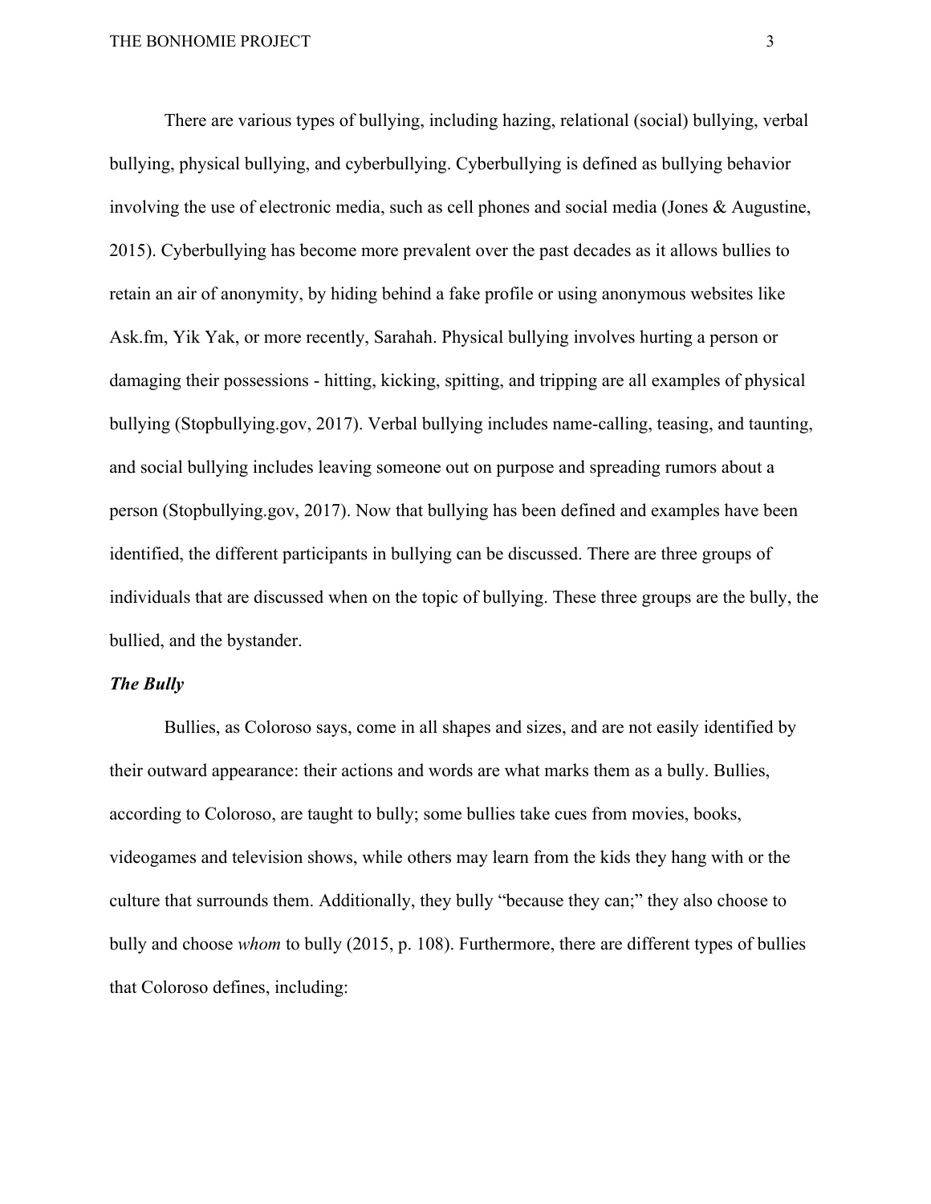There are various types of bullying, including hazing, relational (social) bullying, verbal bullying, physical bullying, and cyberbullying. Cyberbullying is defined as bullying behavior involving the use of electronic media, such as cell phones and social media (Jones & Augustine, 2015). Cyberbullying has become more prevalent over the past decades as it allows bullies to retain an air of anonymity, by hiding behind a fake profile or using anonymous websites like Ask.fm, Yik Yak, or more recently, Sarahah. Physical bullying involves hurting a person or damaging their possessions - hitting, kicking, spitting, and tripping are all examples of physical bullying (Stopbullying.gov, 2017). Verbal bullying includes name-calling, teasing, and taunting, and social bullying includes leaving someone out on purpose and spreading rumors about a person (Stopbullying.gov, 2017). Now that bullying has been defined and examples have been identified, the different participants in bullying can be discussed. There are three groups of individuals that are discussed when on the topic of bullying. These three groups are the bully, the bullied, and the bystander.

### *The Bully*

Bullies, as Coloroso says, come in all shapes and sizes, and are not easily identified by their outward appearance: their actions and words are what marks them as a bully. Bullies, according to Coloroso, are taught to bully; some bullies take cues from movies, books, videogames and television shows, while others may learn from the kids they hang with or the culture that surrounds them. Additionally, they bully "because they can;" they also choose to bully and choose *whom* to bully (2015, p. 108). Furthermore, there are different types of bullies that Coloroso defines, including: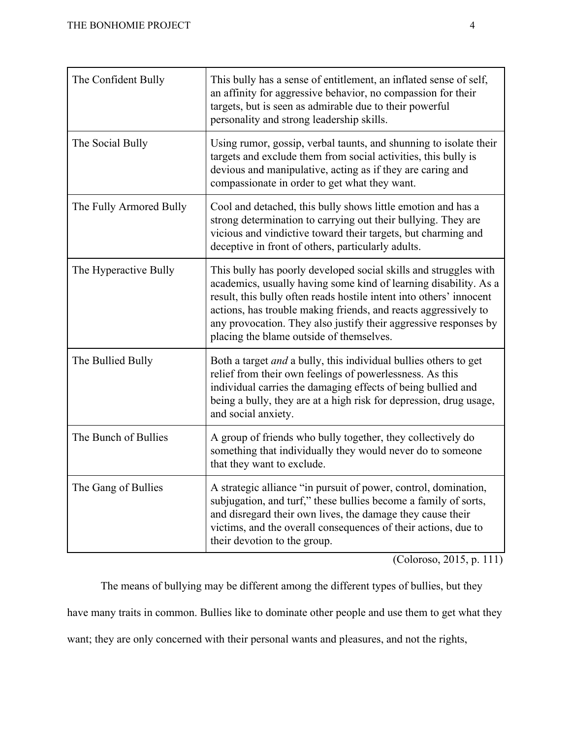| | |
|---|---|
| The Confident Bully | This bully has a sense of entitlement, an inflated sense of self, an affinity for aggressive behavior, no compassion for their targets, but is seen as admirable due to their powerful personality and strong leadership skills. |
| The Social Bully | Using rumor, gossip, verbal taunts, and shunning to isolate their targets and exclude them from social activities, this bully is devious and manipulative, acting as if they are caring and compassionate in order to get what they want. |
| The Fully Armored Bully | Cool and detached, this bully shows little emotion and has a strong determination to carrying out their bullying. They are vicious and vindictive toward their targets, but charming and deceptive in front of others, particularly adults. |
| The Hyperactive Bully | This bully has poorly developed social skills and struggles with academics, usually having some kind of learning disability. As a result, this bully often reads hostile intent into others' innocent actions, has trouble making friends, and reacts aggressively to any provocation. They also justify their aggressive responses by placing the blame outside of themselves. |
| The Bullied Bully | Both a target *and* a bully, this individual bullies others to get relief from their own feelings of powerlessness. As this individual carries the damaging effects of being bullied and being a bully, they are at a high risk for depression, drug usage, and social anxiety. |
| The Bunch of Bullies | A group of friends who bully together, they collectively do something that individually they would never do to someone that they want to exclude. |
| The Gang of Bullies | A strategic alliance "in pursuit of power, control, domination, subjugation, and turf," these bullies become a family of sorts, and disregard their own lives, the damage they cause their victims, and the overall consequences of their actions, due to their devotion to the group. |

(Coloroso, 2015, p. 111)

The means of bullying may be different among the different types of bullies, but they have many traits in common. Bullies like to dominate other people and use them to get what they want; they are only concerned with their personal wants and pleasures, and not the rights,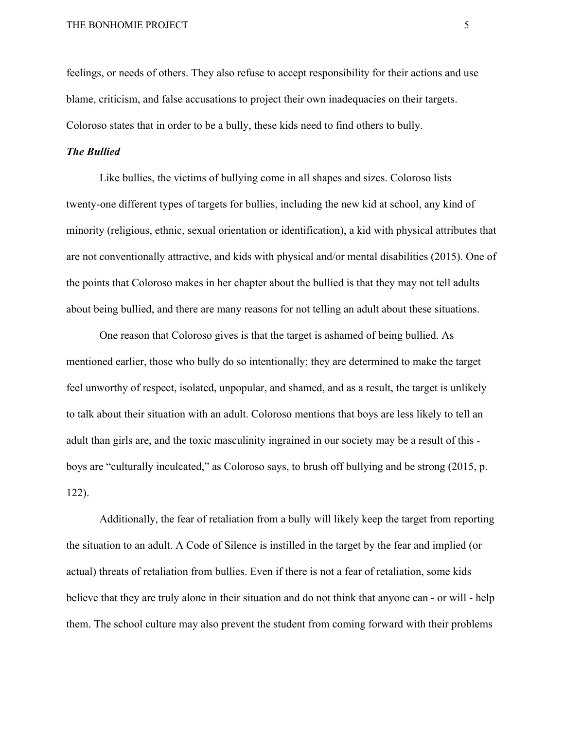feelings, or needs of others. They also refuse to accept responsibility for their actions and use blame, criticism, and false accusations to project their own inadequacies on their targets. Coloroso states that in order to be a bully, these kids need to find others to bully.

***The Bullied***

Like bullies, the victims of bullying come in all shapes and sizes. Coloroso lists twenty-one different types of targets for bullies, including the new kid at school, any kind of minority (religious, ethnic, sexual orientation or identification), a kid with physical attributes that are not conventionally attractive, and kids with physical and/or mental disabilities (2015). One of the points that Coloroso makes in her chapter about the bullied is that they may not tell adults about being bullied, and there are many reasons for not telling an adult about these situations.

One reason that Coloroso gives is that the target is ashamed of being bullied. As mentioned earlier, those who bully do so intentionally; they are determined to make the target feel unworthy of respect, isolated, unpopular, and shamed, and as a result, the target is unlikely to talk about their situation with an adult. Coloroso mentions that boys are less likely to tell an adult than girls are, and the toxic masculinity ingrained in our society may be a result of this - boys are "culturally inculcated," as Coloroso says, to brush off bullying and be strong (2015, p. 122).

Additionally, the fear of retaliation from a bully will likely keep the target from reporting the situation to an adult. A Code of Silence is instilled in the target by the fear and implied (or actual) threats of retaliation from bullies. Even if there is not a fear of retaliation, some kids believe that they are truly alone in their situation and do not think that anyone can - or will - help them. The school culture may also prevent the student from coming forward with their problems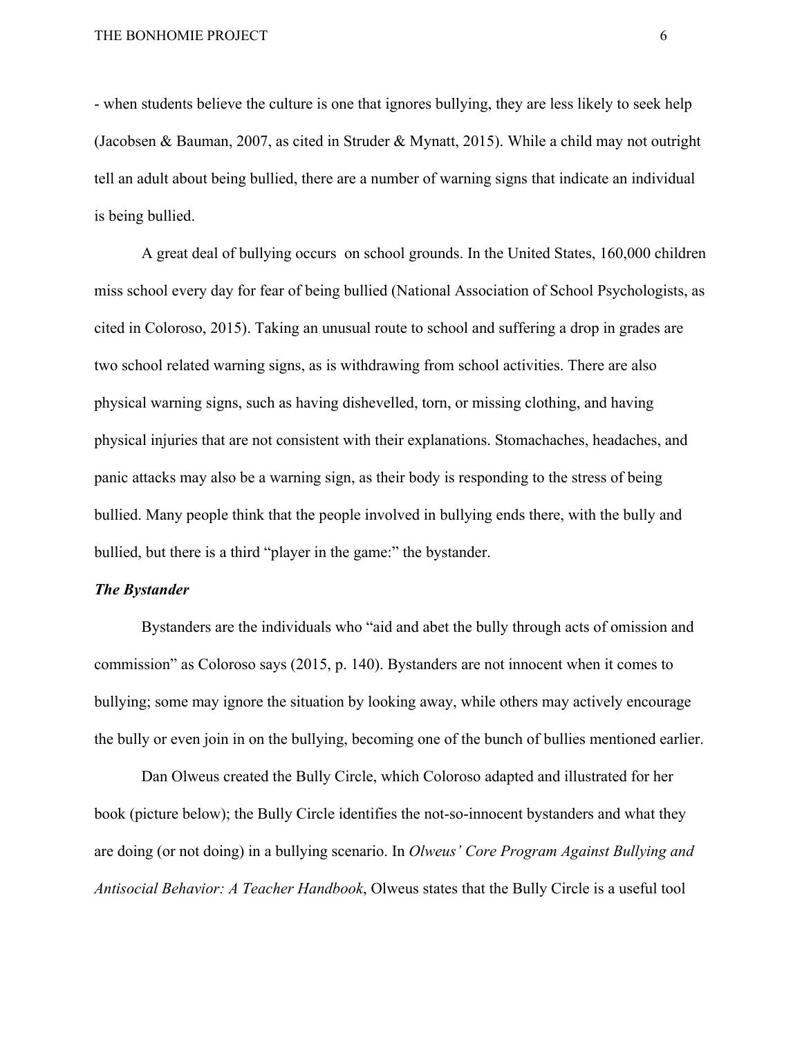- when students believe the culture is one that ignores bullying, they are less likely to seek help (Jacobsen & Bauman, 2007, as cited in Struder & Mynatt, 2015). While a child may not outright tell an adult about being bullied, there are a number of warning signs that indicate an individual is being bullied.

A great deal of bullying occurs  on school grounds. In the United States, 160,000 children miss school every day for fear of being bullied (National Association of School Psychologists, as cited in Coloroso, 2015). Taking an unusual route to school and suffering a drop in grades are two school related warning signs, as is withdrawing from school activities. There are also physical warning signs, such as having dishevelled, torn, or missing clothing, and having physical injuries that are not consistent with their explanations. Stomachaches, headaches, and panic attacks may also be a warning sign, as their body is responding to the stress of being bullied. Many people think that the people involved in bullying ends there, with the bully and bullied, but there is a third "player in the game:" the bystander.

***The Bystander***

Bystanders are the individuals who "aid and abet the bully through acts of omission and commission" as Coloroso says (2015, p. 140). Bystanders are not innocent when it comes to bullying; some may ignore the situation by looking away, while others may actively encourage the bully or even join in on the bullying, becoming one of the bunch of bullies mentioned earlier.

Dan Olweus created the Bully Circle, which Coloroso adapted and illustrated for her book (picture below); the Bully Circle identifies the not-so-innocent bystanders and what they are doing (or not doing) in a bullying scenario. In *Olweus' Core Program Against Bullying and Antisocial Behavior: A Teacher Handbook*, Olweus states that the Bully Circle is a useful tool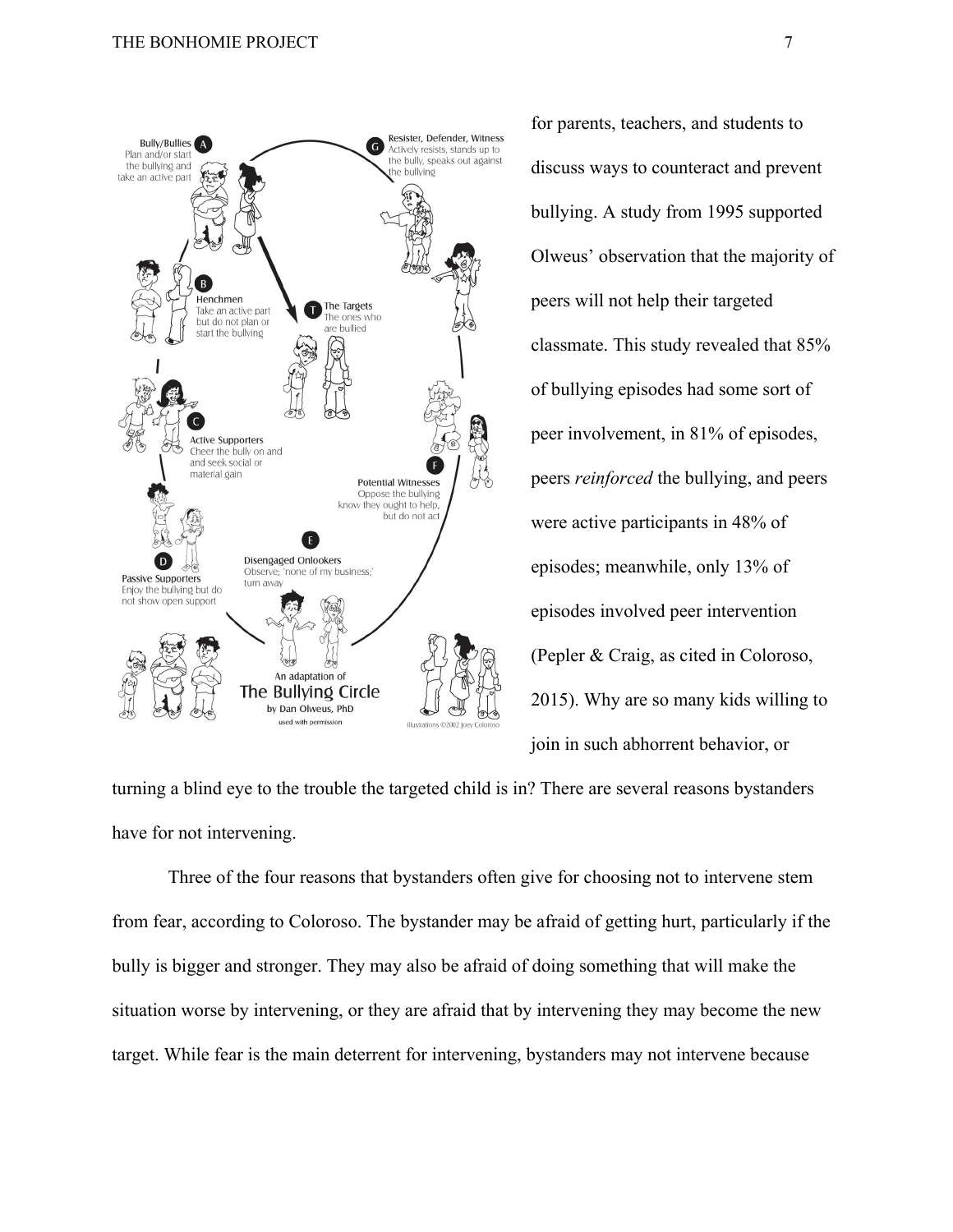for parents, teachers, and students to discuss ways to counteract and prevent bullying. A study from 1995 supported Olweus' observation that the majority of peers will not help their targeted classmate. This study revealed that 85% of bullying episodes had some sort of peer involvement, in 81% of episodes, peers *reinforced* the bullying, and peers were active participants in 48% of episodes; meanwhile, only 13% of episodes involved peer intervention (Pepler & Craig, as cited in Coloroso, 2015). Why are so many kids willing to join in such abhorrent behavior, or turning a blind eye to the trouble the targeted child is in? There are several reasons bystanders have for not intervening.

Three of the four reasons that bystanders often give for choosing not to intervene stem from fear, according to Coloroso. The bystander may be afraid of getting hurt, particularly if the bully is bigger and stronger. They may also be afraid of doing something that will make the situation worse by intervening, or they are afraid that by intervening they may become the new target. While fear is the main deterrent for intervening, bystanders may not intervene because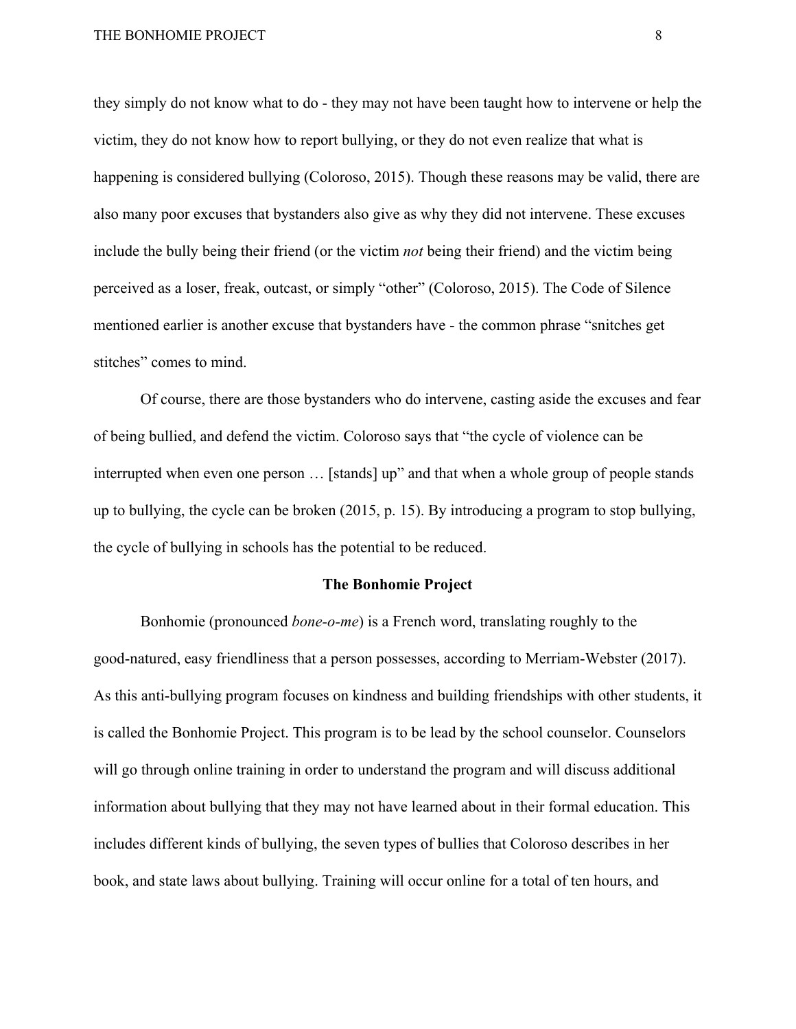they simply do not know what to do - they may not have been taught how to intervene or help the victim, they do not know how to report bullying, or they do not even realize that what is happening is considered bullying (Coloroso, 2015). Though these reasons may be valid, there are also many poor excuses that bystanders also give as why they did not intervene. These excuses include the bully being their friend (or the victim *not* being their friend) and the victim being perceived as a loser, freak, outcast, or simply "other" (Coloroso, 2015). The Code of Silence mentioned earlier is another excuse that bystanders have - the common phrase "snitches get stitches" comes to mind.

Of course, there are those bystanders who do intervene, casting aside the excuses and fear of being bullied, and defend the victim. Coloroso says that "the cycle of violence can be interrupted when even one person … [stands] up" and that when a whole group of people stands up to bullying, the cycle can be broken (2015, p. 15). By introducing a program to stop bullying, the cycle of bullying in schools has the potential to be reduced.

## The Bonhomie Project

Bonhomie (pronounced *bone-o-me*) is a French word, translating roughly to the good-natured, easy friendliness that a person possesses, according to Merriam-Webster (2017). As this anti-bullying program focuses on kindness and building friendships with other students, it is called the Bonhomie Project. This program is to be lead by the school counselor. Counselors will go through online training in order to understand the program and will discuss additional information about bullying that they may not have learned about in their formal education. This includes different kinds of bullying, the seven types of bullies that Coloroso describes in her book, and state laws about bullying. Training will occur online for a total of ten hours, and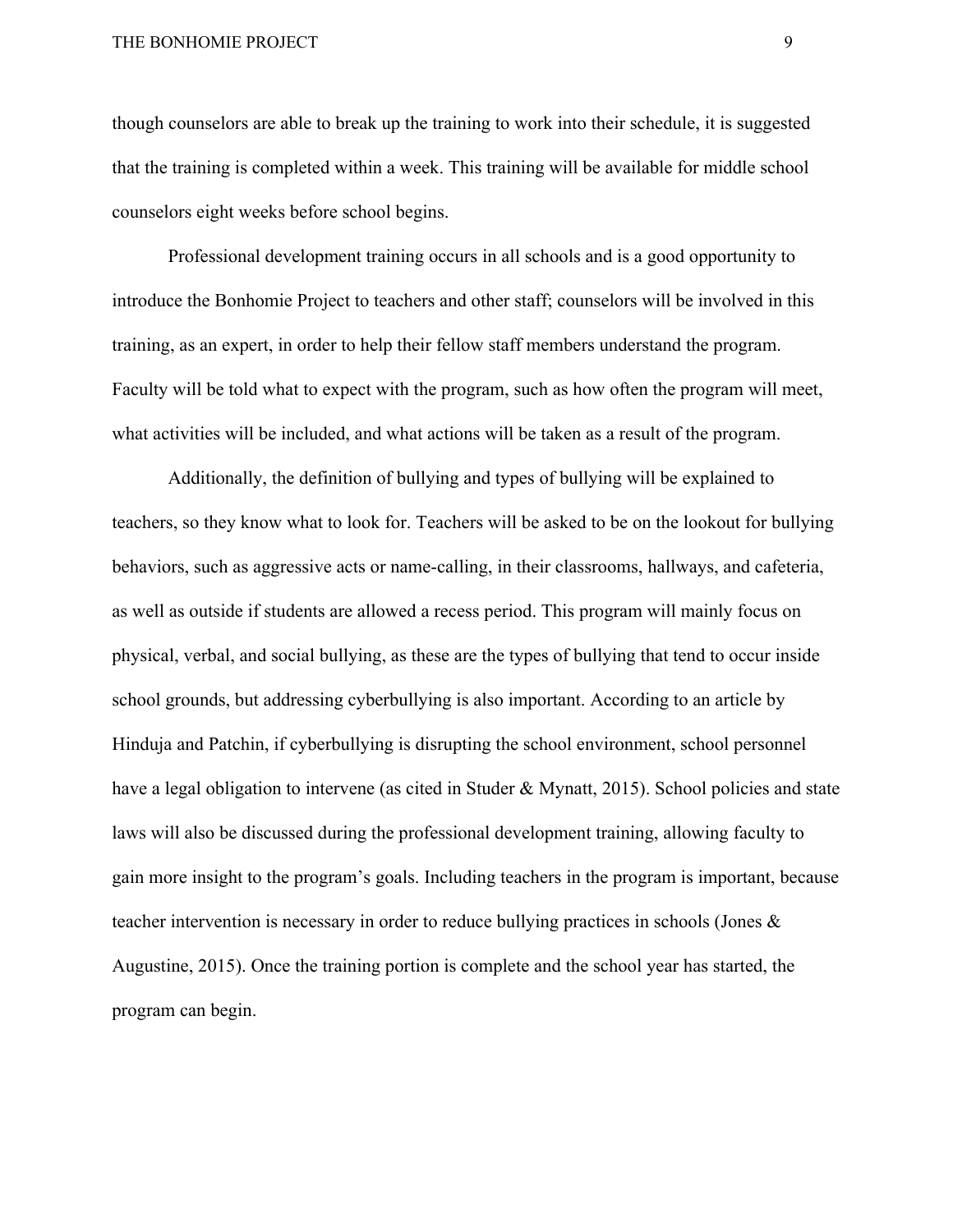though counselors are able to break up the training to work into their schedule, it is suggested that the training is completed within a week. This training will be available for middle school counselors eight weeks before school begins.

Professional development training occurs in all schools and is a good opportunity to introduce the Bonhomie Project to teachers and other staff; counselors will be involved in this training, as an expert, in order to help their fellow staff members understand the program. Faculty will be told what to expect with the program, such as how often the program will meet, what activities will be included, and what actions will be taken as a result of the program.

Additionally, the definition of bullying and types of bullying will be explained to teachers, so they know what to look for. Teachers will be asked to be on the lookout for bullying behaviors, such as aggressive acts or name-calling, in their classrooms, hallways, and cafeteria, as well as outside if students are allowed a recess period. This program will mainly focus on physical, verbal, and social bullying, as these are the types of bullying that tend to occur inside school grounds, but addressing cyberbullying is also important. According to an article by Hinduja and Patchin, if cyberbullying is disrupting the school environment, school personnel have a legal obligation to intervene (as cited in Studer & Mynatt, 2015). School policies and state laws will also be discussed during the professional development training, allowing faculty to gain more insight to the program's goals. Including teachers in the program is important, because teacher intervention is necessary in order to reduce bullying practices in schools (Jones & Augustine, 2015). Once the training portion is complete and the school year has started, the program can begin.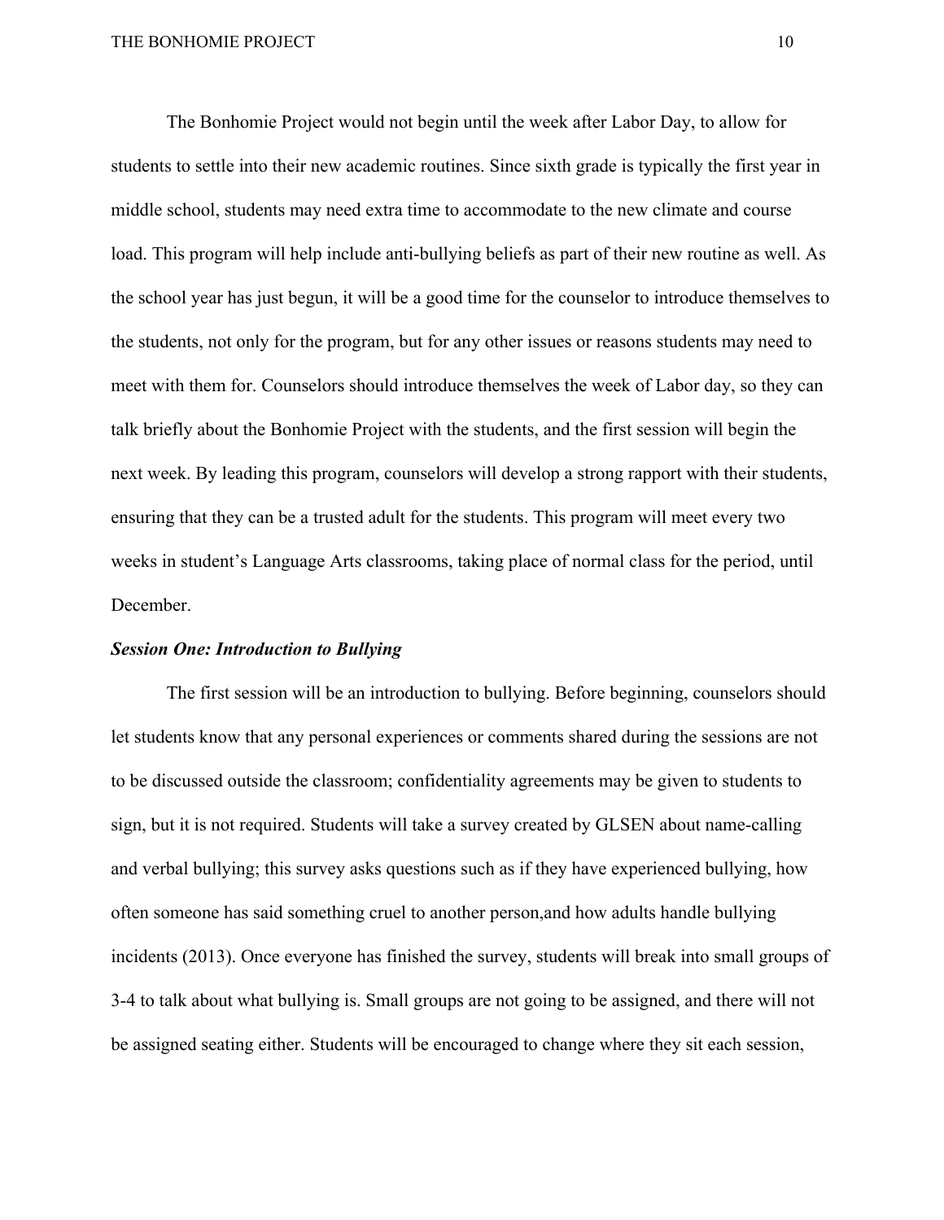The Bonhomie Project would not begin until the week after Labor Day, to allow for students to settle into their new academic routines. Since sixth grade is typically the first year in middle school, students may need extra time to accommodate to the new climate and course load. This program will help include anti-bullying beliefs as part of their new routine as well. As the school year has just begun, it will be a good time for the counselor to introduce themselves to the students, not only for the program, but for any other issues or reasons students may need to meet with them for. Counselors should introduce themselves the week of Labor day, so they can talk briefly about the Bonhomie Project with the students, and the first session will begin the next week. By leading this program, counselors will develop a strong rapport with their students, ensuring that they can be a trusted adult for the students. This program will meet every two weeks in student's Language Arts classrooms, taking place of normal class for the period, until December.

### *Session One: Introduction to Bullying*

The first session will be an introduction to bullying. Before beginning, counselors should let students know that any personal experiences or comments shared during the sessions are not to be discussed outside the classroom; confidentiality agreements may be given to students to sign, but it is not required. Students will take a survey created by GLSEN about name-calling and verbal bullying; this survey asks questions such as if they have experienced bullying, how often someone has said something cruel to another person,and how adults handle bullying incidents (2013). Once everyone has finished the survey, students will break into small groups of 3-4 to talk about what bullying is. Small groups are not going to be assigned, and there will not be assigned seating either. Students will be encouraged to change where they sit each session,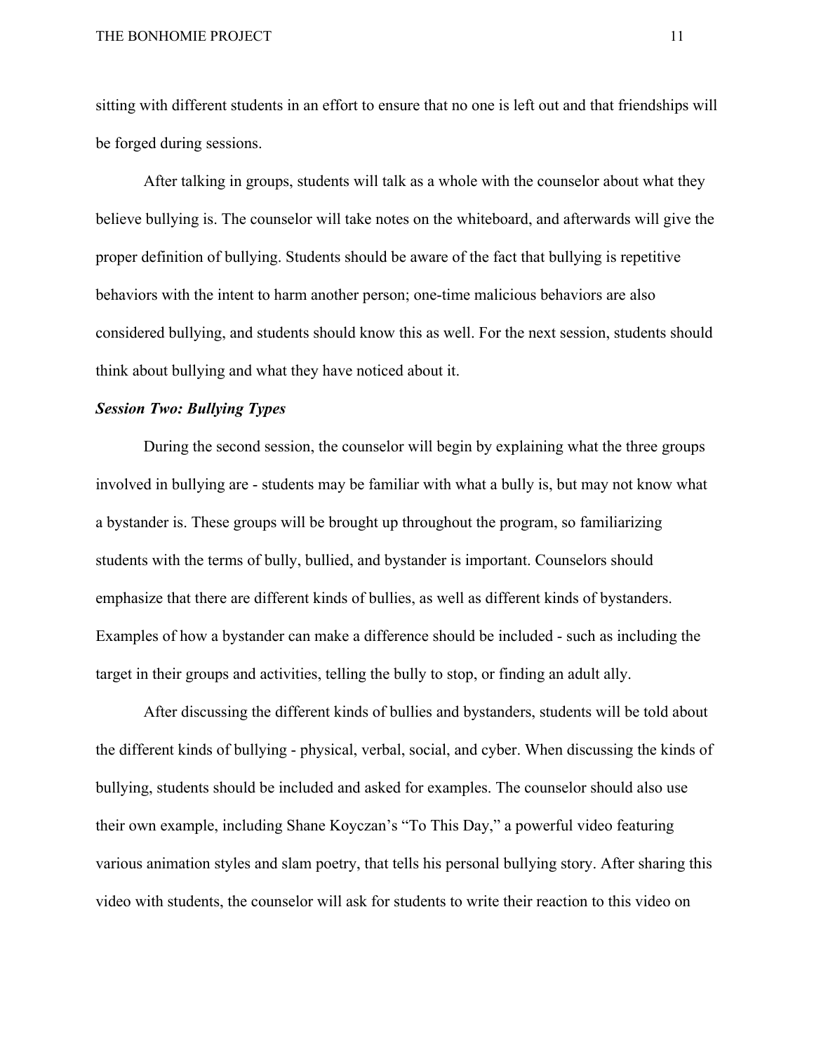sitting with different students in an effort to ensure that no one is left out and that friendships will be forged during sessions.

After talking in groups, students will talk as a whole with the counselor about what they believe bullying is. The counselor will take notes on the whiteboard, and afterwards will give the proper definition of bullying. Students should be aware of the fact that bullying is repetitive behaviors with the intent to harm another person; one-time malicious behaviors are also considered bullying, and students should know this as well. For the next session, students should think about bullying and what they have noticed about it.

### *Session Two: Bullying Types*

During the second session, the counselor will begin by explaining what the three groups involved in bullying are - students may be familiar with what a bully is, but may not know what a bystander is. These groups will be brought up throughout the program, so familiarizing students with the terms of bully, bullied, and bystander is important. Counselors should emphasize that there are different kinds of bullies, as well as different kinds of bystanders. Examples of how a bystander can make a difference should be included - such as including the target in their groups and activities, telling the bully to stop, or finding an adult ally.

After discussing the different kinds of bullies and bystanders, students will be told about the different kinds of bullying - physical, verbal, social, and cyber. When discussing the kinds of bullying, students should be included and asked for examples. The counselor should also use their own example, including Shane Koyczan's "To This Day," a powerful video featuring various animation styles and slam poetry, that tells his personal bullying story. After sharing this video with students, the counselor will ask for students to write their reaction to this video on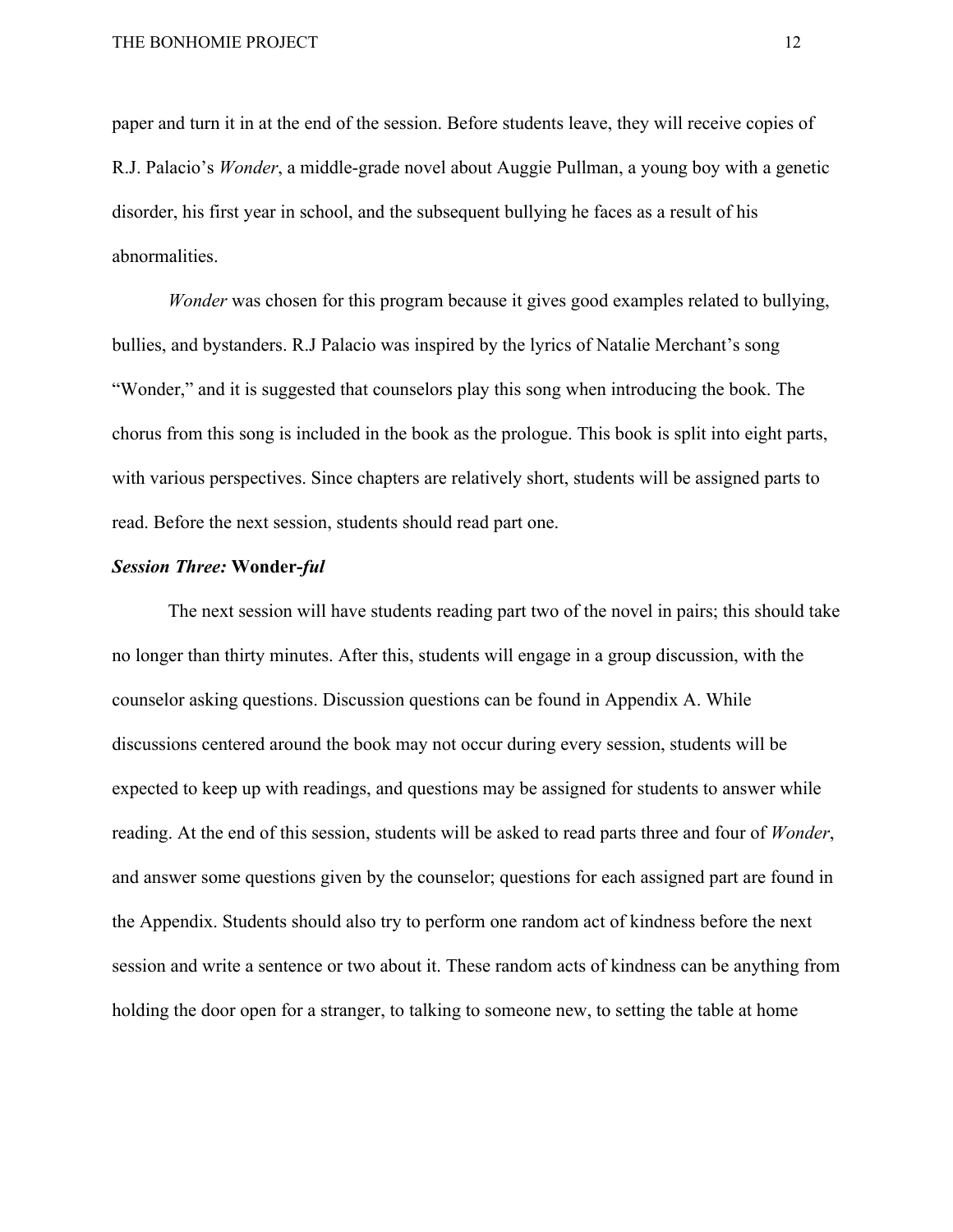paper and turn it in at the end of the session. Before students leave, they will receive copies of R.J. Palacio's *Wonder*, a middle-grade novel about Auggie Pullman, a young boy with a genetic disorder, his first year in school, and the subsequent bullying he faces as a result of his abnormalities.

*Wonder* was chosen for this program because it gives good examples related to bullying, bullies, and bystanders. R.J Palacio was inspired by the lyrics of Natalie Merchant's song "Wonder," and it is suggested that counselors play this song when introducing the book. The chorus from this song is included in the book as the prologue. This book is split into eight parts, with various perspectives. Since chapters are relatively short, students will be assigned parts to read. Before the next session, students should read part one.

***Session Three:* Wonder-*ful***

The next session will have students reading part two of the novel in pairs; this should take no longer than thirty minutes. After this, students will engage in a group discussion, with the counselor asking questions. Discussion questions can be found in Appendix A. While discussions centered around the book may not occur during every session, students will be expected to keep up with readings, and questions may be assigned for students to answer while reading. At the end of this session, students will be asked to read parts three and four of *Wonder*, and answer some questions given by the counselor; questions for each assigned part are found in the Appendix. Students should also try to perform one random act of kindness before the next session and write a sentence or two about it. These random acts of kindness can be anything from holding the door open for a stranger, to talking to someone new, to setting the table at home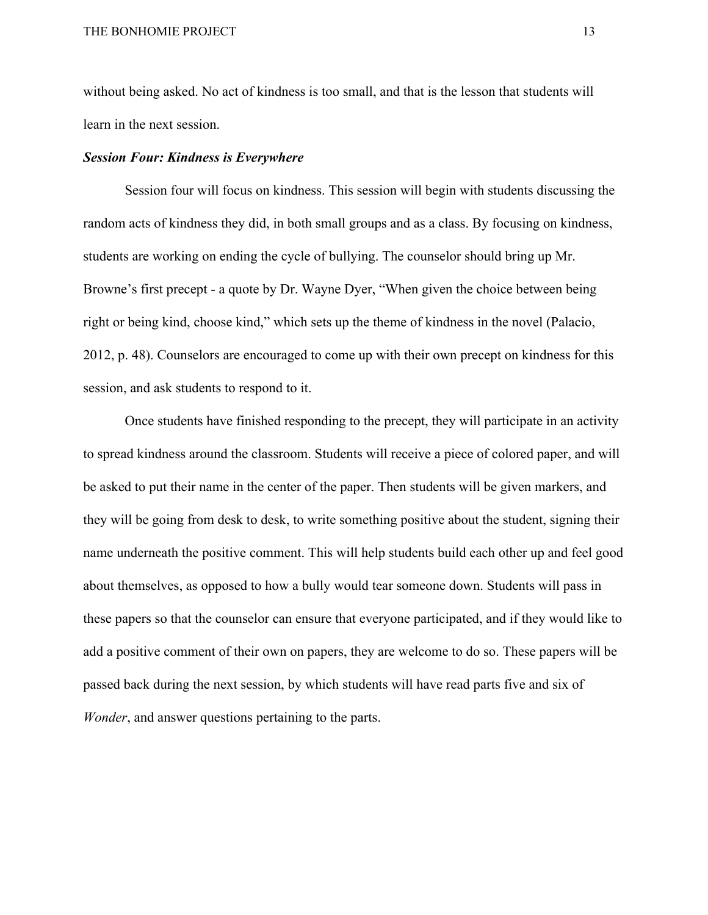without being asked. No act of kindness is too small, and that is the lesson that students will learn in the next session.

### ***Session Four: Kindness is Everywhere***

Session four will focus on kindness. This session will begin with students discussing the random acts of kindness they did, in both small groups and as a class. By focusing on kindness, students are working on ending the cycle of bullying. The counselor should bring up Mr. Browne's first precept - a quote by Dr. Wayne Dyer, "When given the choice between being right or being kind, choose kind," which sets up the theme of kindness in the novel (Palacio, 2012, p. 48). Counselors are encouraged to come up with their own precept on kindness for this session, and ask students to respond to it.

Once students have finished responding to the precept, they will participate in an activity to spread kindness around the classroom. Students will receive a piece of colored paper, and will be asked to put their name in the center of the paper. Then students will be given markers, and they will be going from desk to desk, to write something positive about the student, signing their name underneath the positive comment. This will help students build each other up and feel good about themselves, as opposed to how a bully would tear someone down. Students will pass in these papers so that the counselor can ensure that everyone participated, and if they would like to add a positive comment of their own on papers, they are welcome to do so. These papers will be passed back during the next session, by which students will have read parts five and six of *Wonder*, and answer questions pertaining to the parts.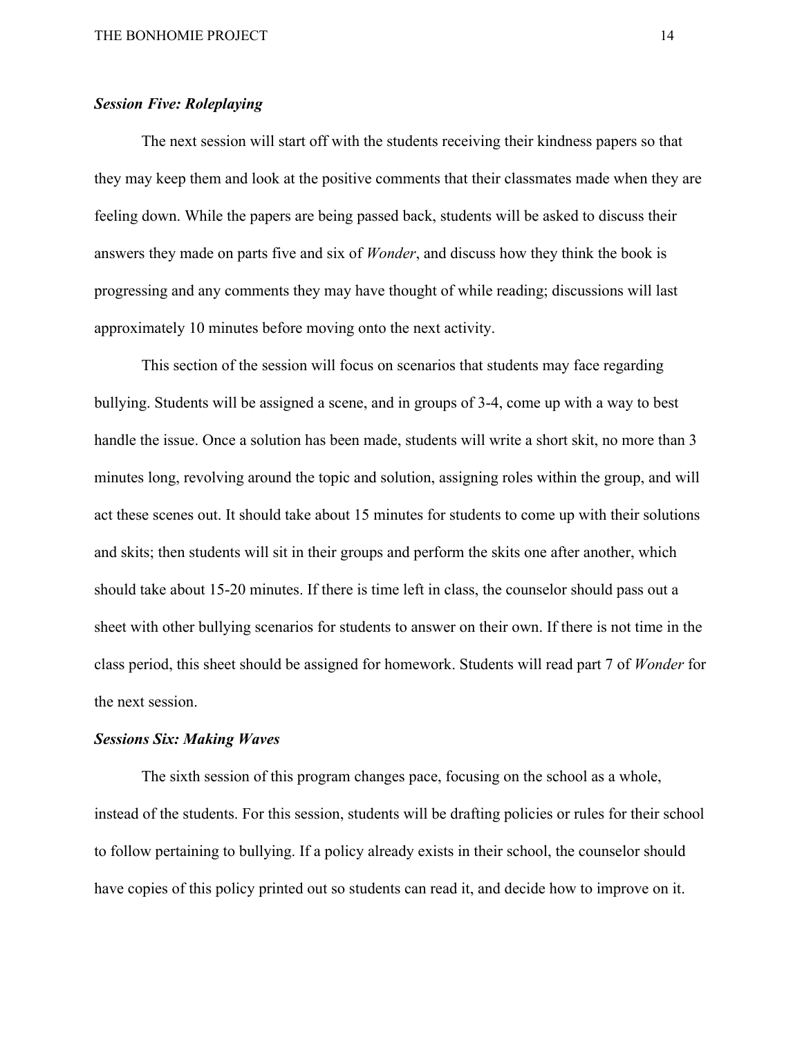### *Session Five: Roleplaying*

The next session will start off with the students receiving their kindness papers so that they may keep them and look at the positive comments that their classmates made when they are feeling down. While the papers are being passed back, students will be asked to discuss their answers they made on parts five and six of *Wonder*, and discuss how they think the book is progressing and any comments they may have thought of while reading; discussions will last approximately 10 minutes before moving onto the next activity.

This section of the session will focus on scenarios that students may face regarding bullying. Students will be assigned a scene, and in groups of 3-4, come up with a way to best handle the issue. Once a solution has been made, students will write a short skit, no more than 3 minutes long, revolving around the topic and solution, assigning roles within the group, and will act these scenes out. It should take about 15 minutes for students to come up with their solutions and skits; then students will sit in their groups and perform the skits one after another, which should take about 15-20 minutes. If there is time left in class, the counselor should pass out a sheet with other bullying scenarios for students to answer on their own. If there is not time in the class period, this sheet should be assigned for homework. Students will read part 7 of *Wonder* for the next session.

### *Sessions Six: Making Waves*

The sixth session of this program changes pace, focusing on the school as a whole, instead of the students. For this session, students will be drafting policies or rules for their school to follow pertaining to bullying. If a policy already exists in their school, the counselor should have copies of this policy printed out so students can read it, and decide how to improve on it.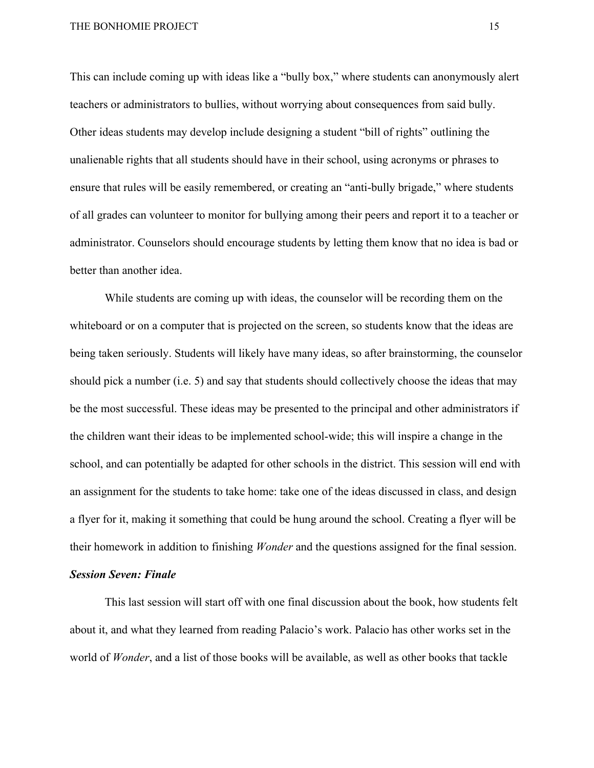This can include coming up with ideas like a "bully box," where students can anonymously alert teachers or administrators to bullies, without worrying about consequences from said bully. Other ideas students may develop include designing a student "bill of rights" outlining the unalienable rights that all students should have in their school, using acronyms or phrases to ensure that rules will be easily remembered, or creating an "anti-bully brigade," where students of all grades can volunteer to monitor for bullying among their peers and report it to a teacher or administrator. Counselors should encourage students by letting them know that no idea is bad or better than another idea.

While students are coming up with ideas, the counselor will be recording them on the whiteboard or on a computer that is projected on the screen, so students know that the ideas are being taken seriously. Students will likely have many ideas, so after brainstorming, the counselor should pick a number (i.e. 5) and say that students should collectively choose the ideas that may be the most successful. These ideas may be presented to the principal and other administrators if the children want their ideas to be implemented school-wide; this will inspire a change in the school, and can potentially be adapted for other schools in the district. This session will end with an assignment for the students to take home: take one of the ideas discussed in class, and design a flyer for it, making it something that could be hung around the school. Creating a flyer will be their homework in addition to finishing *Wonder* and the questions assigned for the final session.

***Session Seven: Finale***

This last session will start off with one final discussion about the book, how students felt about it, and what they learned from reading Palacio's work. Palacio has other works set in the world of *Wonder*, and a list of those books will be available, as well as other books that tackle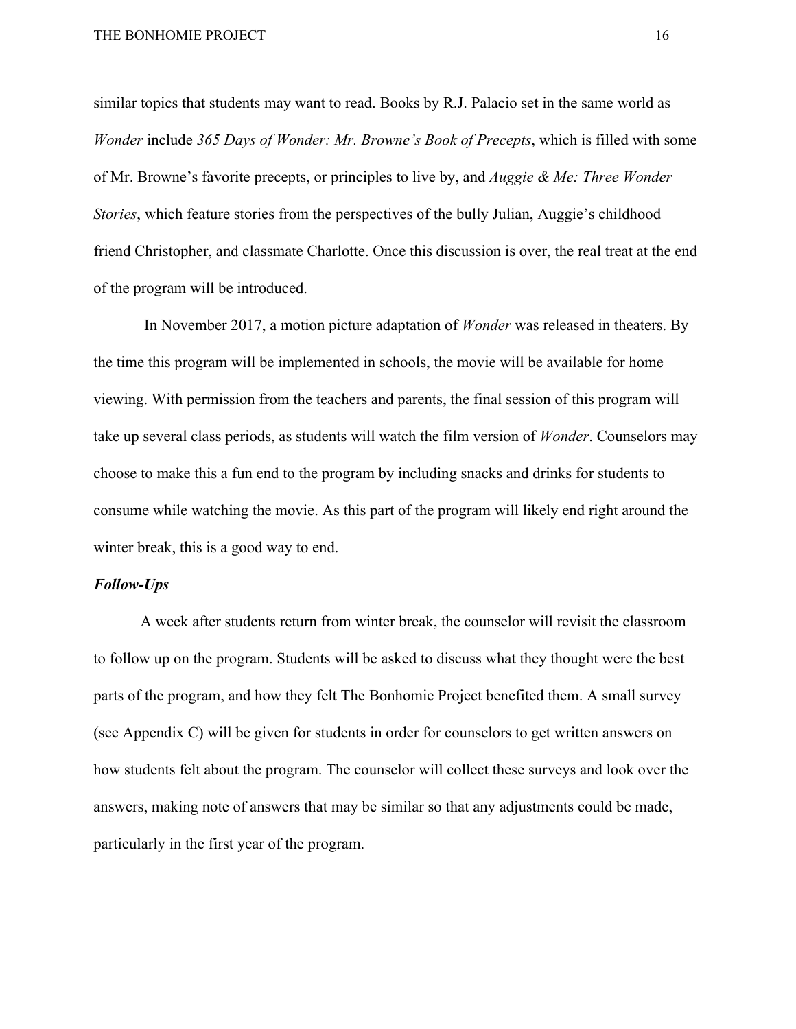similar topics that students may want to read. Books by R.J. Palacio set in the same world as *Wonder* include *365 Days of Wonder: Mr. Browne's Book of Precepts*, which is filled with some of Mr. Browne's favorite precepts, or principles to live by, and *Auggie & Me: Three Wonder Stories*, which feature stories from the perspectives of the bully Julian, Auggie's childhood friend Christopher, and classmate Charlotte. Once this discussion is over, the real treat at the end of the program will be introduced.

In November 2017, a motion picture adaptation of *Wonder* was released in theaters. By the time this program will be implemented in schools, the movie will be available for home viewing. With permission from the teachers and parents, the final session of this program will take up several class periods, as students will watch the film version of *Wonder*. Counselors may choose to make this a fun end to the program by including snacks and drinks for students to consume while watching the movie. As this part of the program will likely end right around the winter break, this is a good way to end.

***Follow-Ups***

A week after students return from winter break, the counselor will revisit the classroom to follow up on the program. Students will be asked to discuss what they thought were the best parts of the program, and how they felt The Bonhomie Project benefited them. A small survey (see Appendix C) will be given for students in order for counselors to get written answers on how students felt about the program. The counselor will collect these surveys and look over the answers, making note of answers that may be similar so that any adjustments could be made, particularly in the first year of the program.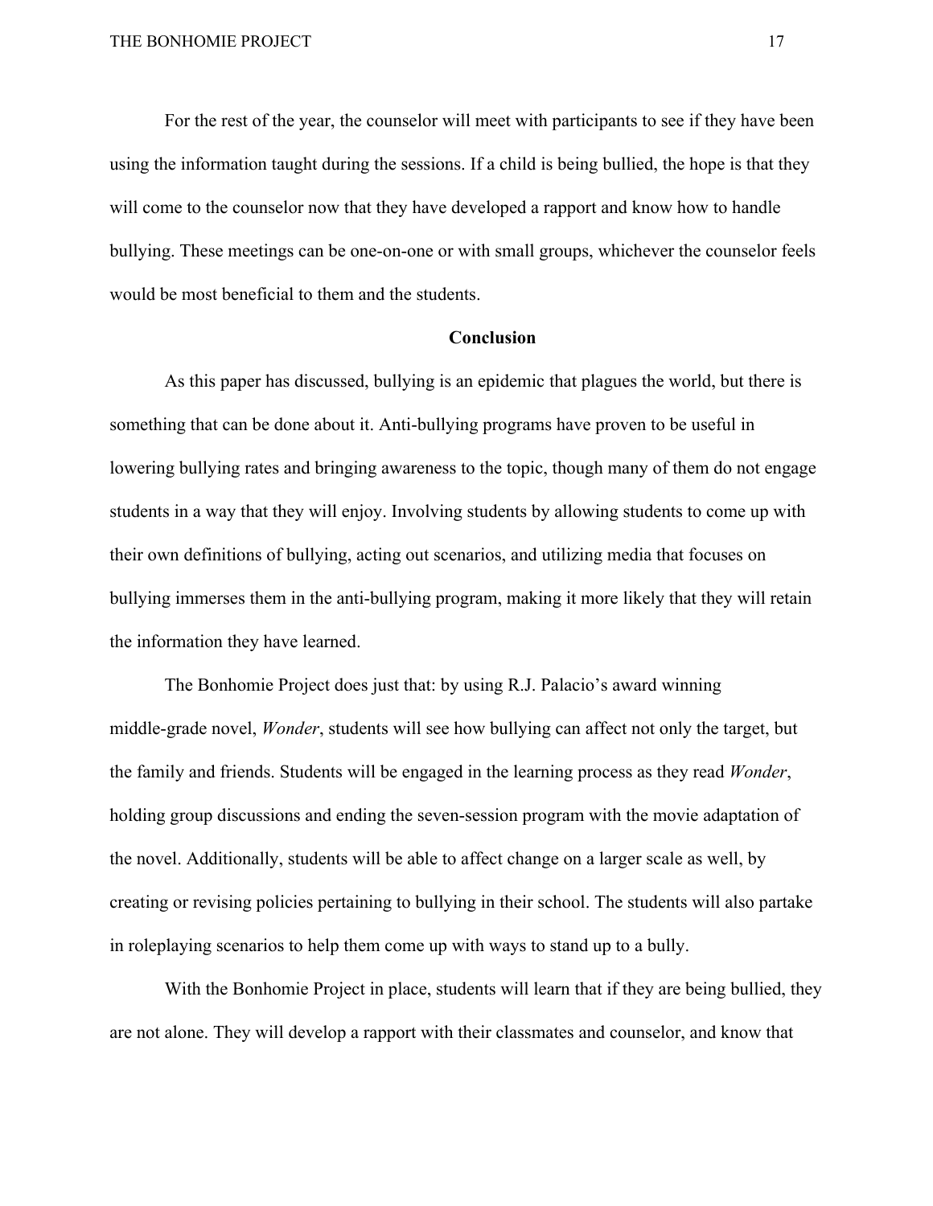For the rest of the year, the counselor will meet with participants to see if they have been using the information taught during the sessions. If a child is being bullied, the hope is that they will come to the counselor now that they have developed a rapport and know how to handle bullying. These meetings can be one-on-one or with small groups, whichever the counselor feels would be most beneficial to them and the students.

## Conclusion

As this paper has discussed, bullying is an epidemic that plagues the world, but there is something that can be done about it. Anti-bullying programs have proven to be useful in lowering bullying rates and bringing awareness to the topic, though many of them do not engage students in a way that they will enjoy. Involving students by allowing students to come up with their own definitions of bullying, acting out scenarios, and utilizing media that focuses on bullying immerses them in the anti-bullying program, making it more likely that they will retain the information they have learned.

The Bonhomie Project does just that: by using R.J. Palacio's award winning middle-grade novel, *Wonder*, students will see how bullying can affect not only the target, but the family and friends. Students will be engaged in the learning process as they read *Wonder*, holding group discussions and ending the seven-session program with the movie adaptation of the novel. Additionally, students will be able to affect change on a larger scale as well, by creating or revising policies pertaining to bullying in their school. The students will also partake in roleplaying scenarios to help them come up with ways to stand up to a bully.

With the Bonhomie Project in place, students will learn that if they are being bullied, they are not alone. They will develop a rapport with their classmates and counselor, and know that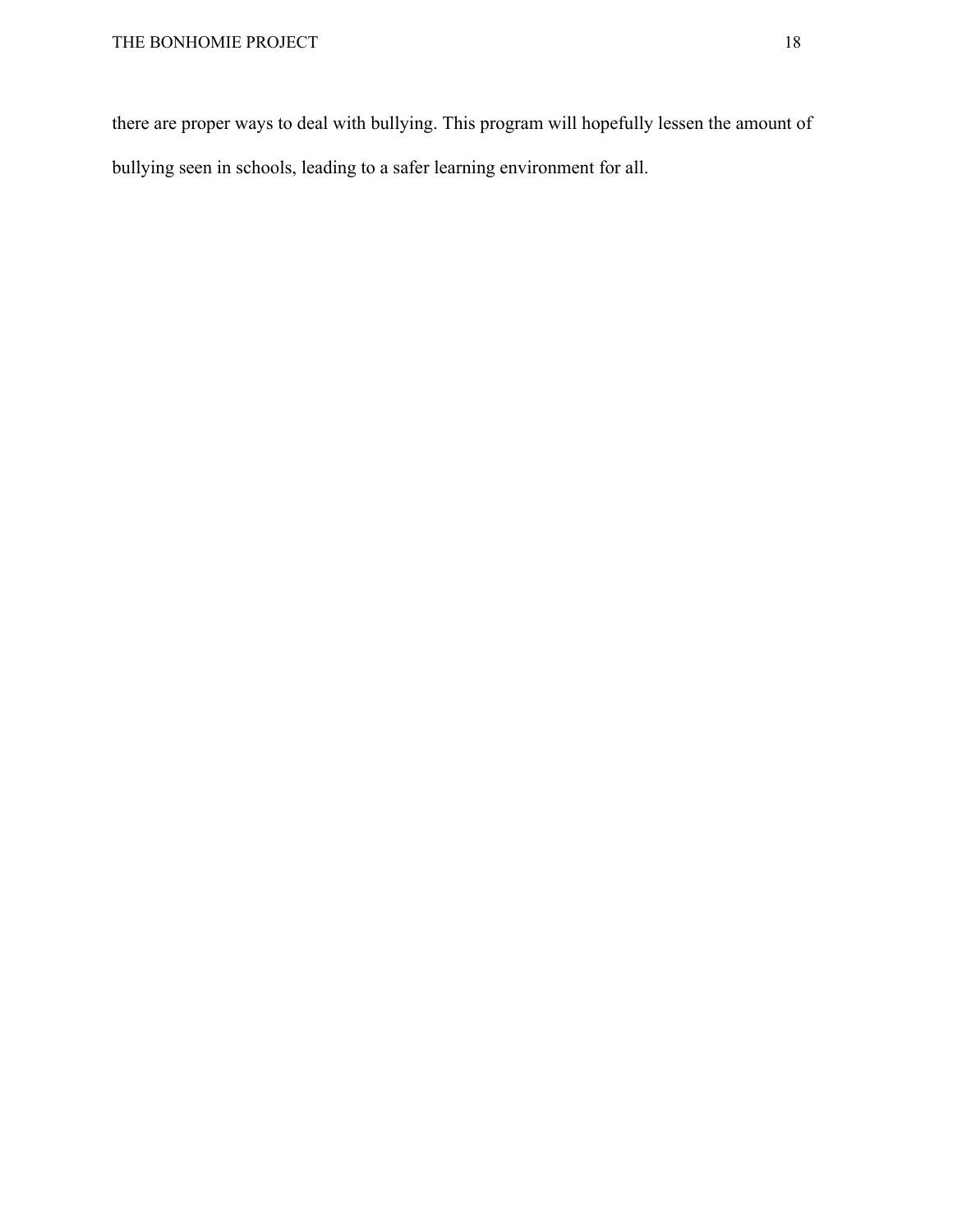there are proper ways to deal with bullying. This program will hopefully lessen the amount of bullying seen in schools, leading to a safer learning environment for all.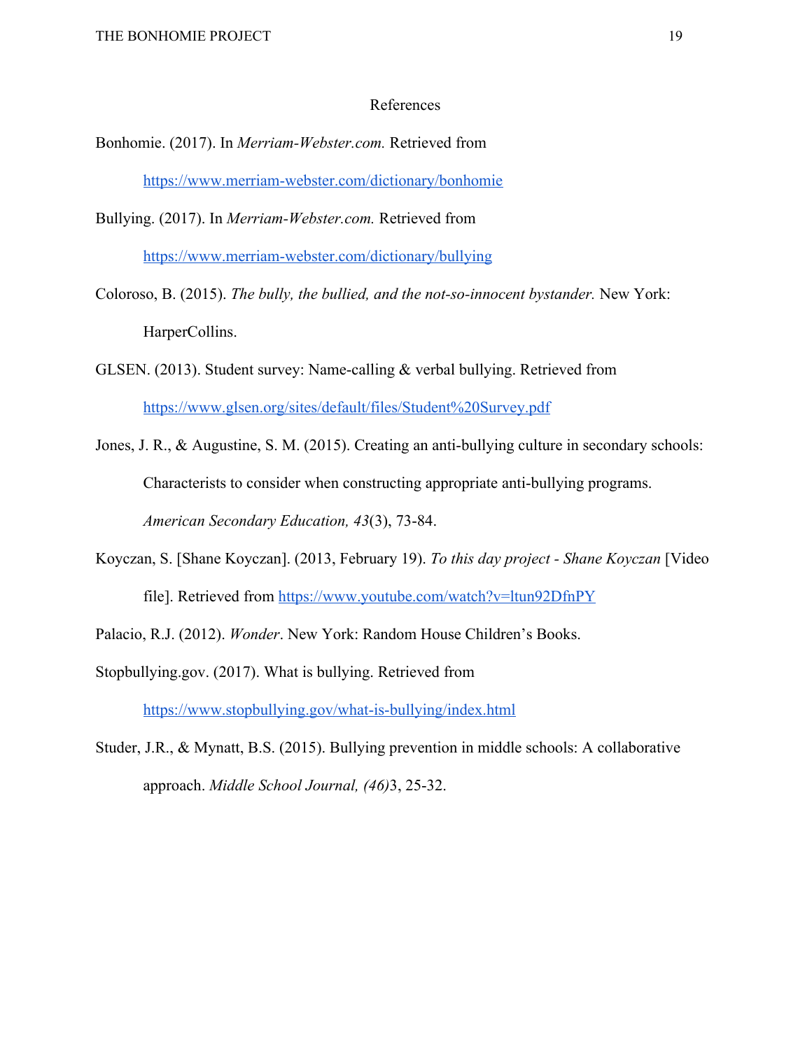# References

Bonhomie. (2017). In *Merriam-Webster.com.* Retrieved from https://www.merriam-webster.com/dictionary/bonhomie

Bullying. (2017). In *Merriam-Webster.com.* Retrieved from https://www.merriam-webster.com/dictionary/bullying

Coloroso, B. (2015). *The bully, the bullied, and the not-so-innocent bystander.* New York: HarperCollins.

GLSEN. (2013). Student survey: Name-calling & verbal bullying. Retrieved from https://www.glsen.org/sites/default/files/Student%20Survey.pdf

Jones, J. R., & Augustine, S. M. (2015). Creating an anti-bullying culture in secondary schools: Characterists to consider when constructing appropriate anti-bullying programs. *American Secondary Education, 43*(3), 73-84.

Koyczan, S. [Shane Koyczan]. (2013, February 19). *To this day project - Shane Koyczan* [Video file]. Retrieved from https://www.youtube.com/watch?v=ltun92DfnPY

Palacio, R.J. (2012). *Wonder*. New York: Random House Children's Books.

Stopbullying.gov. (2017). What is bullying. Retrieved from https://www.stopbullying.gov/what-is-bullying/index.html

Studer, J.R., & Mynatt, B.S. (2015). Bullying prevention in middle schools: A collaborative approach. *Middle School Journal, (46)*3, 25-32.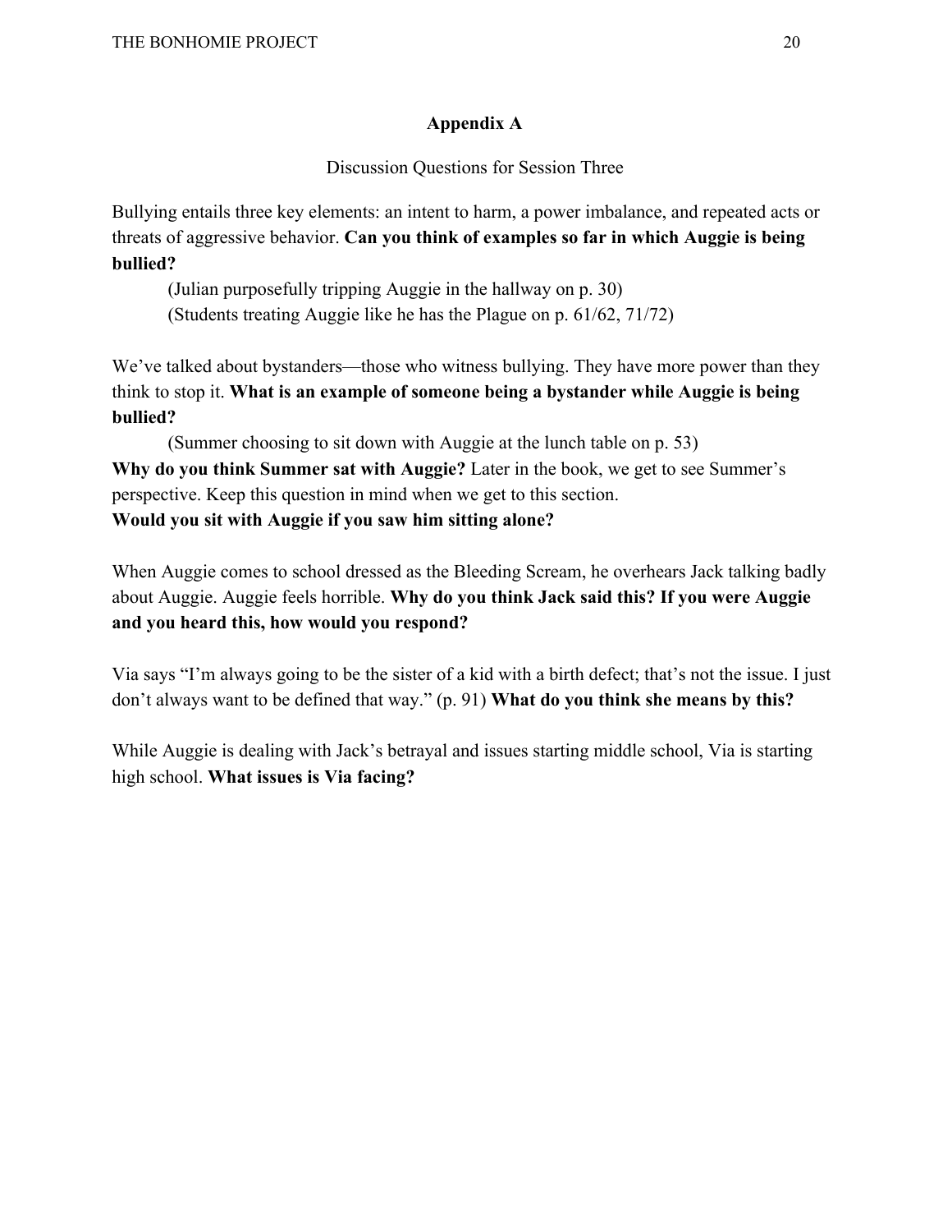## Appendix A

Discussion Questions for Session Three

Bullying entails three key elements: an intent to harm, a power imbalance, and repeated acts or threats of aggressive behavior. **Can you think of examples so far in which Auggie is being bullied?**

(Julian purposefully tripping Auggie in the hallway on p. 30)
(Students treating Auggie like he has the Plague on p. 61/62, 71/72)

We've talked about bystanders—those who witness bullying. They have more power than they think to stop it. **What is an example of someone being a bystander while Auggie is being bullied?**

(Summer choosing to sit down with Auggie at the lunch table on p. 53)

**Why do you think Summer sat with Auggie?** Later in the book, we get to see Summer's perspective. Keep this question in mind when we get to this section.
**Would you sit with Auggie if you saw him sitting alone?**

When Auggie comes to school dressed as the Bleeding Scream, he overhears Jack talking badly about Auggie. Auggie feels horrible. **Why do you think Jack said this? If you were Auggie and you heard this, how would you respond?**

Via says "I'm always going to be the sister of a kid with a birth defect; that's not the issue. I just don't always want to be defined that way." (p. 91) **What do you think she means by this?**

While Auggie is dealing with Jack's betrayal and issues starting middle school, Via is starting high school. **What issues is Via facing?**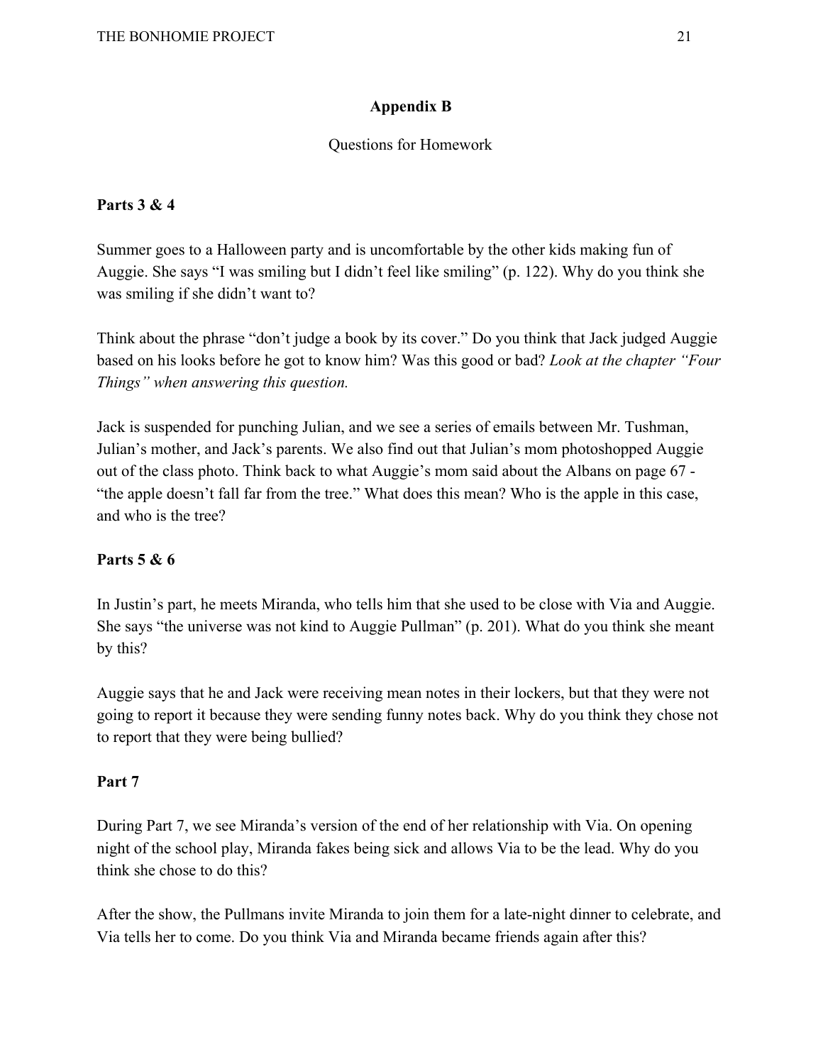## Appendix B

Questions for Homework

### Parts 3 & 4

Summer goes to a Halloween party and is uncomfortable by the other kids making fun of Auggie. She says "I was smiling but I didn't feel like smiling" (p. 122). Why do you think she was smiling if she didn't want to?

Think about the phrase "don't judge a book by its cover." Do you think that Jack judged Auggie based on his looks before he got to know him? Was this good or bad? *Look at the chapter "Four Things" when answering this question.*

Jack is suspended for punching Julian, and we see a series of emails between Mr. Tushman, Julian's mother, and Jack's parents. We also find out that Julian's mom photoshopped Auggie out of the class photo. Think back to what Auggie's mom said about the Albans on page 67 - "the apple doesn't fall far from the tree." What does this mean? Who is the apple in this case, and who is the tree?

### Parts 5 & 6

In Justin's part, he meets Miranda, who tells him that she used to be close with Via and Auggie. She says "the universe was not kind to Auggie Pullman" (p. 201). What do you think she meant by this?

Auggie says that he and Jack were receiving mean notes in their lockers, but that they were not going to report it because they were sending funny notes back. Why do you think they chose not to report that they were being bullied?

### Part 7

During Part 7, we see Miranda's version of the end of her relationship with Via. On opening night of the school play, Miranda fakes being sick and allows Via to be the lead. Why do you think she chose to do this?

After the show, the Pullmans invite Miranda to join them for a late-night dinner to celebrate, and Via tells her to come. Do you think Via and Miranda became friends again after this?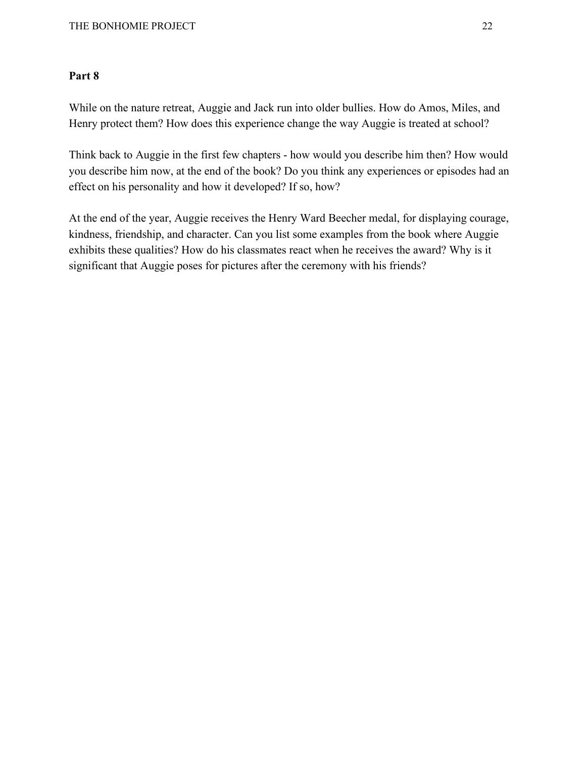**Part 8**

While on the nature retreat, Auggie and Jack run into older bullies. How do Amos, Miles, and Henry protect them? How does this experience change the way Auggie is treated at school?

Think back to Auggie in the first few chapters - how would you describe him then? How would you describe him now, at the end of the book? Do you think any experiences or episodes had an effect on his personality and how it developed? If so, how?

At the end of the year, Auggie receives the Henry Ward Beecher medal, for displaying courage, kindness, friendship, and character. Can you list some examples from the book where Auggie exhibits these qualities? How do his classmates react when he receives the award? Why is it significant that Auggie poses for pictures after the ceremony with his friends?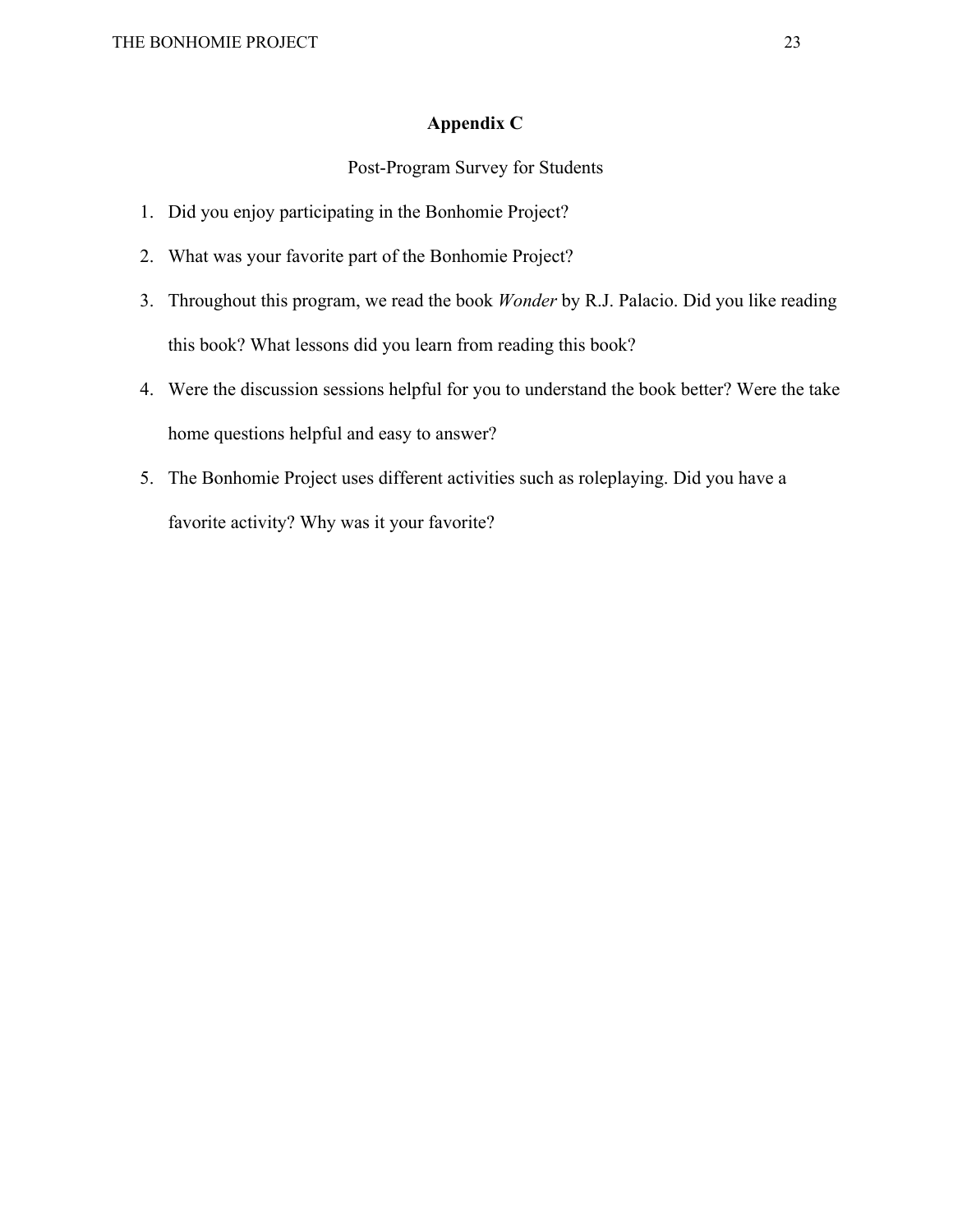## Appendix C

Post-Program Survey for Students

1. Did you enjoy participating in the Bonhomie Project?
2. What was your favorite part of the Bonhomie Project?
3. Throughout this program, we read the book *Wonder* by R.J. Palacio. Did you like reading this book? What lessons did you learn from reading this book?
4. Were the discussion sessions helpful for you to understand the book better? Were the take home questions helpful and easy to answer?
5. The Bonhomie Project uses different activities such as roleplaying. Did you have a favorite activity? Why was it your favorite?